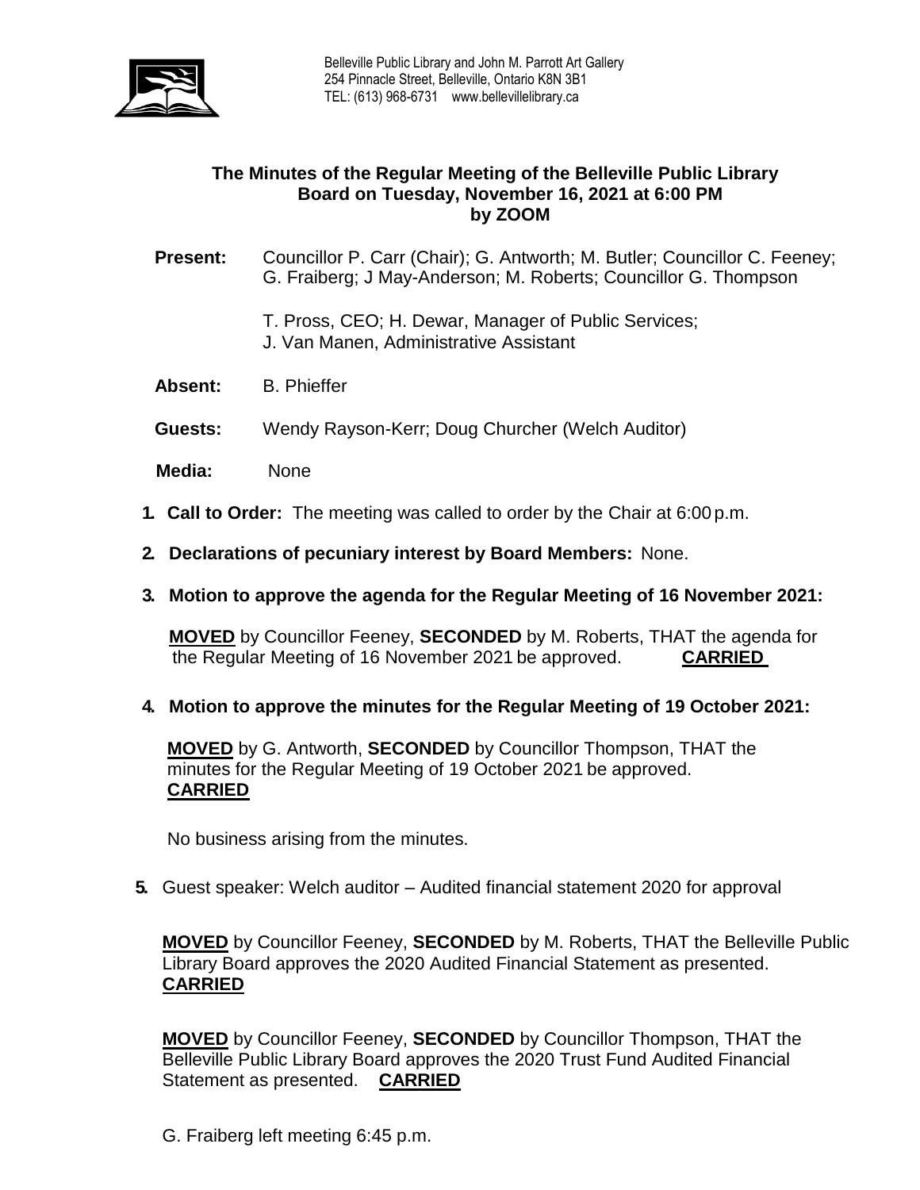Belleville Public Library and John M. Parrott Art Gallery
254 Pinnacle Street, Belleville, Ontario K8N 3B1
TEL: (613) 968-6731 www.bellevillelibrary.ca

**The Minutes of the Regular Meeting of the Belleville Public Library Board on Tuesday, November 16, 2021 at 6:00 PM by ZOOM**

**Present:** Councillor P. Carr (Chair); G. Antworth; M. Butler; Councillor C. Feeney; G. Fraiberg; J May-Anderson; M. Roberts; Councillor G. Thompson

T. Pross, CEO; H. Dewar, Manager of Public Services; J. Van Manen, Administrative Assistant

**Absent:** B. Phieffer

**Guests:** Wendy Rayson-Kerr; Doug Churcher (Welch Auditor)

**Media:** None

1. **Call to Order:** The meeting was called to order by the Chair at 6:00 p.m.

2. **Declarations of pecuniary interest by Board Members:** None.

3. **Motion to approve the agenda for the Regular Meeting of 16 November 2021:**

   **MOVED** by Councillor Feeney, **SECONDED** by M. Roberts, THAT the agenda for the Regular Meeting of 16 November 2021 be approved. **CARRIED**

4. **Motion to approve the minutes for the Regular Meeting of 19 October 2021:**

   **MOVED** by G. Antworth, **SECONDED** by Councillor Thompson, THAT the minutes for the Regular Meeting of 19 October 2021 be approved. **CARRIED**

   No business arising from the minutes.

5. Guest speaker: Welch auditor – Audited financial statement 2020 for approval

   **MOVED** by Councillor Feeney, **SECONDED** by M. Roberts, THAT the Belleville Public Library Board approves the 2020 Audited Financial Statement as presented. **CARRIED**

   **MOVED** by Councillor Feeney, **SECONDED** by Councillor Thompson, THAT the Belleville Public Library Board approves the 2020 Trust Fund Audited Financial Statement as presented. **CARRIED**

   G. Fraiberg left meeting 6:45 p.m.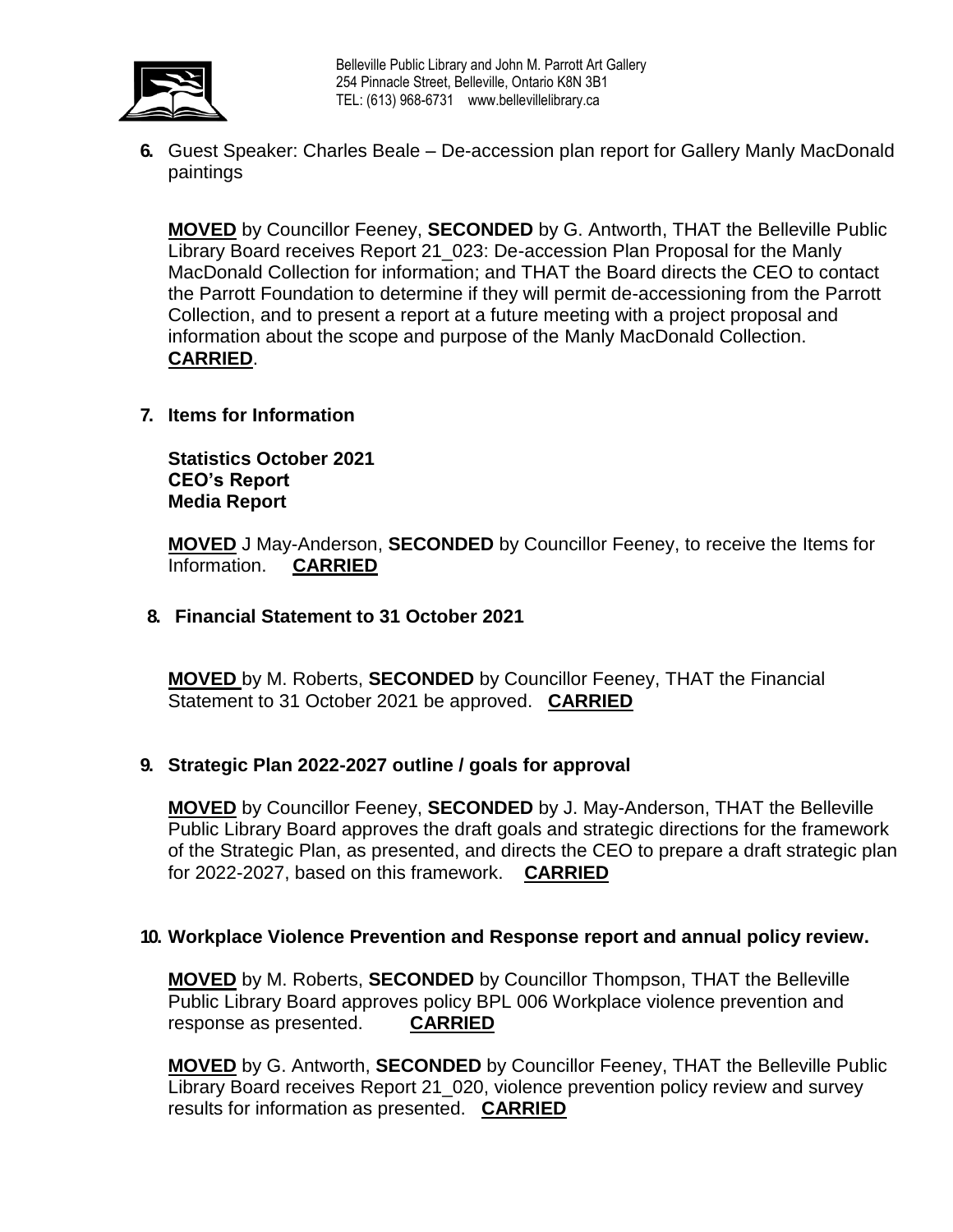6. Guest Speaker: Charles Beale – De-accession plan report for Gallery Manly MacDonald paintings

**MOVED** by Councillor Feeney, **SECONDED** by G. Antworth, THAT the Belleville Public Library Board receives Report 21_023: De-accession Plan Proposal for the Manly MacDonald Collection for information; and THAT the Board directs the CEO to contact the Parrott Foundation to determine if they will permit de-accessioning from the Parrott Collection, and to present a report at a future meeting with a project proposal and information about the scope and purpose of the Manly MacDonald Collection. **CARRIED**.

**7. Items for Information**

**Statistics October 2021**
**CEO's Report**
**Media Report**

**MOVED** J May-Anderson, **SECONDED** by Councillor Feeney, to receive the Items for Information. **CARRIED**

**8. Financial Statement to 31 October 2021**

**MOVED** by M. Roberts, **SECONDED** by Councillor Feeney, THAT the Financial Statement to 31 October 2021 be approved. **CARRIED**

**9. Strategic Plan 2022-2027 outline / goals for approval**

**MOVED** by Councillor Feeney, **SECONDED** by J. May-Anderson, THAT the Belleville Public Library Board approves the draft goals and strategic directions for the framework of the Strategic Plan, as presented, and directs the CEO to prepare a draft strategic plan for 2022-2027, based on this framework. **CARRIED**

**10. Workplace Violence Prevention and Response report and annual policy review.**

**MOVED** by M. Roberts, **SECONDED** by Councillor Thompson, THAT the Belleville Public Library Board approves policy BPL 006 Workplace violence prevention and response as presented. **CARRIED**

**MOVED** by G. Antworth, **SECONDED** by Councillor Feeney, THAT the Belleville Public Library Board receives Report 21_020, violence prevention policy review and survey results for information as presented. **CARRIED**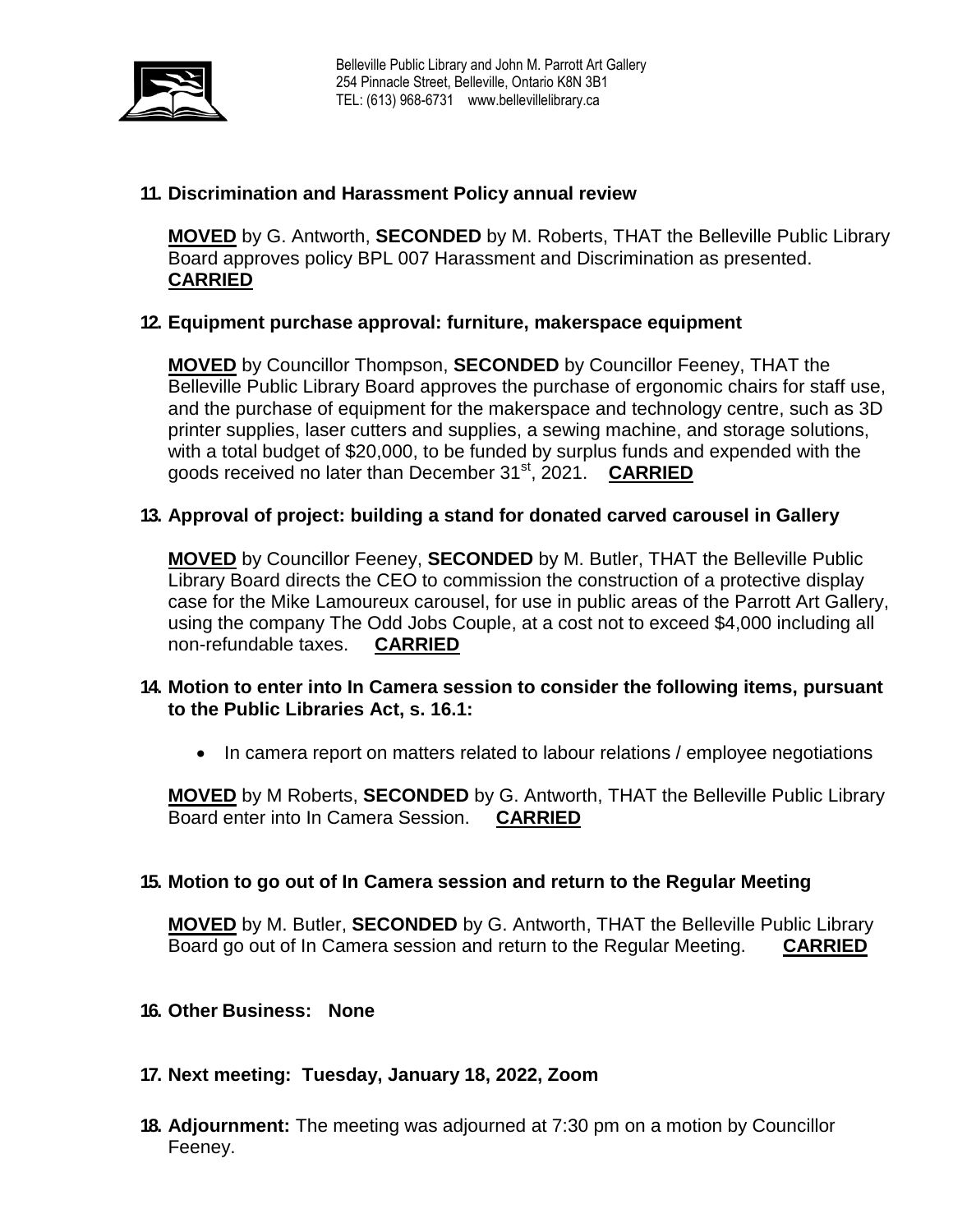Belleville Public Library and John M. Parrott Art Gallery
254 Pinnacle Street, Belleville, Ontario K8N 3B1
TEL: (613) 968-6731 www.bellevillelibrary.ca

**11. Discrimination and Harassment Policy annual review**

**MOVED** by G. Antworth, **SECONDED** by M. Roberts, THAT the Belleville Public Library Board approves policy BPL 007 Harassment and Discrimination as presented. **CARRIED**

**12. Equipment purchase approval: furniture, makerspace equipment**

**MOVED** by Councillor Thompson, **SECONDED** by Councillor Feeney, THAT the Belleville Public Library Board approves the purchase of ergonomic chairs for staff use, and the purchase of equipment for the makerspace and technology centre, such as 3D printer supplies, laser cutters and supplies, a sewing machine, and storage solutions, with a total budget of $20,000, to be funded by surplus funds and expended with the goods received no later than December 31st, 2021. **CARRIED**

**13. Approval of project: building a stand for donated carved carousel in Gallery**

**MOVED** by Councillor Feeney, **SECONDED** by M. Butler, THAT the Belleville Public Library Board directs the CEO to commission the construction of a protective display case for the Mike Lamoureux carousel, for use in public areas of the Parrott Art Gallery, using the company The Odd Jobs Couple, at a cost not to exceed $4,000 including all non-refundable taxes. **CARRIED**

**14. Motion to enter into In Camera session to consider the following items, pursuant to the Public Libraries Act, s. 16.1:**

- In camera report on matters related to labour relations / employee negotiations

**MOVED** by M Roberts, **SECONDED** by G. Antworth, THAT the Belleville Public Library Board enter into In Camera Session. **CARRIED**

**15. Motion to go out of In Camera session and return to the Regular Meeting**

**MOVED** by M. Butler, **SECONDED** by G. Antworth, THAT the Belleville Public Library Board go out of In Camera session and return to the Regular Meeting. **CARRIED**

**16. Other Business: None**

**17. Next meeting: Tuesday, January 18, 2022, Zoom**

**18. Adjournment:** The meeting was adjourned at 7:30 pm on a motion by Councillor Feeney.